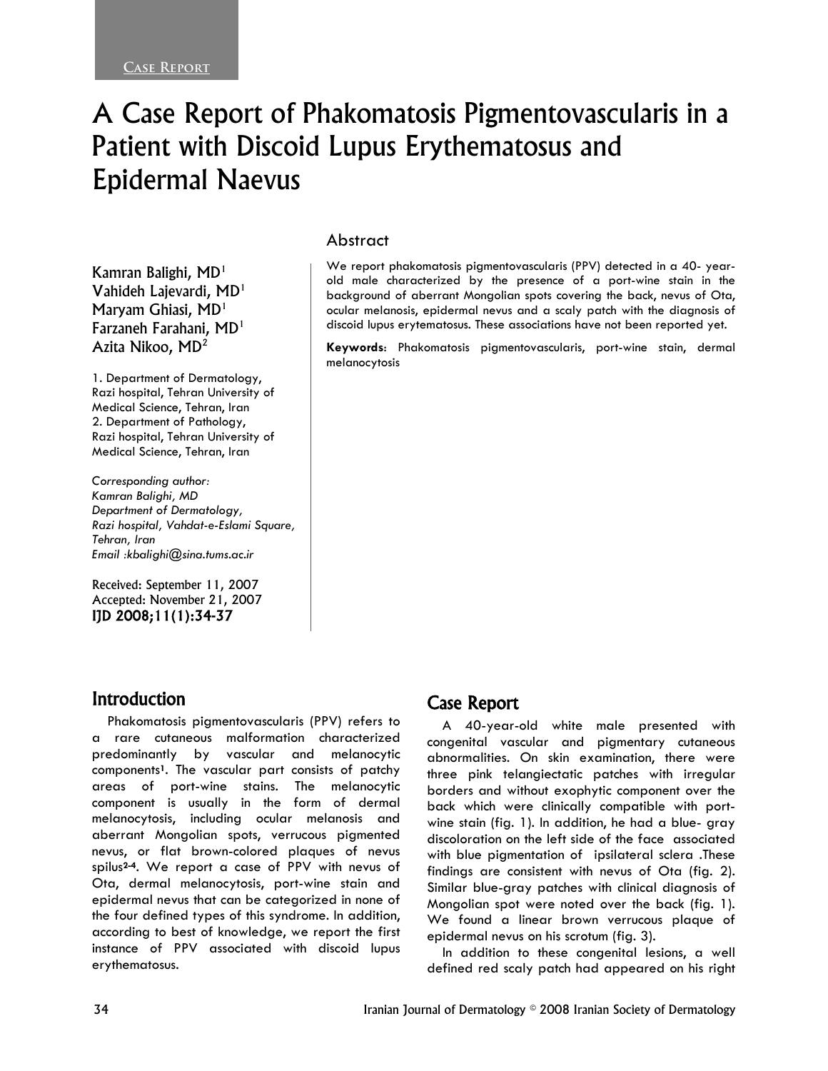Case Report

# A Case Report of Phakomatosis Pigmentovascularis in a Patient with Discoid Lupus Erythematosus and Epidermal Naevus

Kamran Balighi, MD[1]
Vahideh Lajevardi, MD[1]
Maryam Ghiasi, MD[1]
Farzaneh Farahani, MD[1]
Azita Nikoo, MD[2]

1. Department of Dermatology, Razi hospital, Tehran University of Medical Science, Tehran, Iran
2. Department of Pathology, Razi hospital, Tehran University of Medical Science, Tehran, Iran

*Corresponding author:*
*Kamran Balighi, MD*
*Department of Dermatology, Razi hospital, Vahdat-e-Eslami Square, Tehran, Iran*
*Email :kbalighi@sina.tums.ac.ir*

Received: September 11, 2007
Accepted: November 21, 2007
IJD 2008;11(1):34-37

## Abstract

We report phakomatosis pigmentovascularis (PPV) detected in a 40- year-old male characterized by the presence of a port-wine stain in the background of aberrant Mongolian spots covering the back, nevus of Ota, ocular melanosis, epidermal nevus and a scaly patch with the diagnosis of discoid lupus erytematosus. These associations have not been reported yet.

**Keywords**: Phakomatosis pigmentovascularis, port-wine stain, dermal melanocytosis

## Introduction

Phakomatosis pigmentovascularis (PPV) refers to a rare cutaneous malformation characterized predominantly by vascular and melanocytic components[1]. The vascular part consists of patchy areas of port-wine stains. The melanocytic component is usually in the form of dermal melanocytosis, including ocular melanosis and aberrant Mongolian spots, verrucous pigmented nevus, or flat brown-colored plaques of nevus spilus[2-4]. We report a case of PPV with nevus of Ota, dermal melanocytosis, port-wine stain and epidermal nevus that can be categorized in none of the four defined types of this syndrome. In addition, according to best of knowledge, we report the first instance of PPV associated with discoid lupus erythematosus.

## Case Report

A 40-year-old white male presented with congenital vascular and pigmentary cutaneous abnormalities. On skin examination, there were three pink telangiectatic patches with irregular borders and without exophytic component over the back which were clinically compatible with port-wine stain (fig. 1). In addition, he had a blue- gray discoloration on the left side of the face associated with blue pigmentation of ipsilateral sclera .These findings are consistent with nevus of Ota (fig. 2). Similar blue-gray patches with clinical diagnosis of Mongolian spot were noted over the back (fig. 1). We found a linear brown verrucous plaque of epidermal nevus on his scrotum (fig. 3).

In addition to these congenital lesions, a well defined red scaly patch had appeared on his right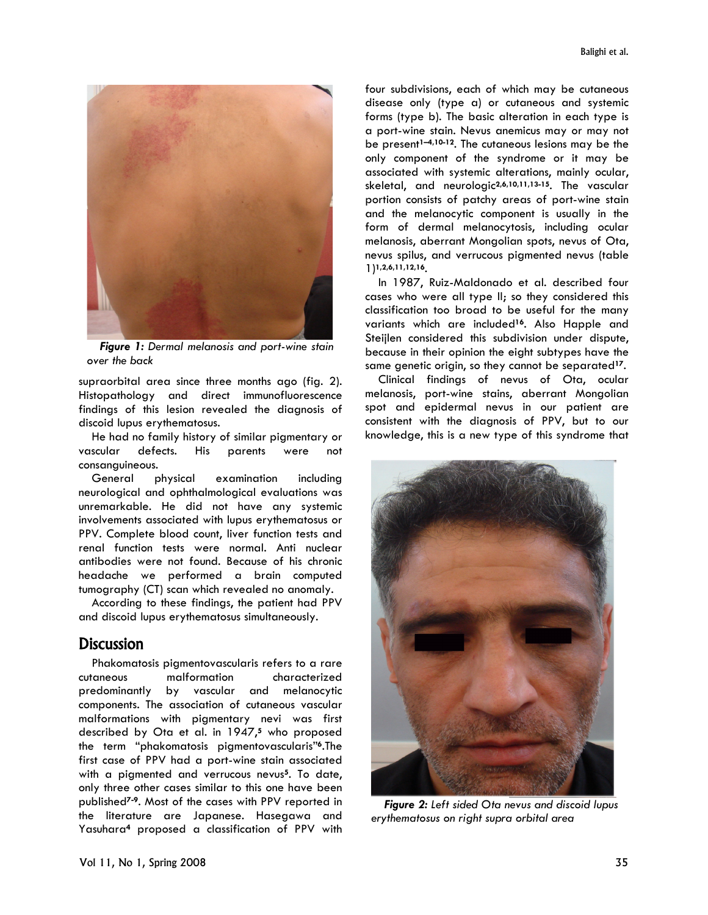*Figure 1: Dermal melanosis and port-wine stain over the back*

supraorbital area since three months ago (fig. 2). Histopathology and direct immunofluorescence findings of this lesion revealed the diagnosis of discoid lupus erythematosus.

He had no family history of similar pigmentary or vascular defects. His parents were not consanguineous.

General physical examination including neurological and ophthalmological evaluations was unremarkable. He did not have any systemic involvements associated with lupus erythematosus or PPV. Complete blood count, liver function tests and renal function tests were normal. Anti nuclear antibodies were not found. Because of his chronic headache we performed a brain computed tumography (CT) scan which revealed no anomaly.

According to these findings, the patient had PPV and discoid lupus erythematosus simultaneously.

## Discussion

Phakomatosis pigmentovascularis refers to a rare cutaneous malformation characterized predominantly by vascular and melanocytic components. The association of cutaneous vascular malformations with pigmentary nevi was first described by Ota et al. in 1947,[5] who proposed the term "phakomatosis pigmentovascularis"[6].The first case of PPV had a port-wine stain associated with a pigmented and verrucous nevus[5]. To date, only three other cases similar to this one have been published[7-9]. Most of the cases with PPV reported in the literature are Japanese. Hasegawa and Yasuhara[4] proposed a classification of PPV with four subdivisions, each of which may be cutaneous disease only (type a) or cutaneous and systemic forms (type b). The basic alteration in each type is a port-wine stain. Nevus anemicus may or may not be present[1–4,10-12]. The cutaneous lesions may be the only component of the syndrome or it may be associated with systemic alterations, mainly ocular, skeletal, and neurologic[2,6,10,11,13-15]. The vascular portion consists of patchy areas of port-wine stain and the melanocytic component is usually in the form of dermal melanocytosis, including ocular melanosis, aberrant Mongolian spots, nevus of Ota, nevus spilus, and verrucous pigmented nevus (table 1)[1,2,6,11,12,16].

In 1987, Ruiz-Maldonado et al. described four cases who were all type II; so they considered this classification too broad to be useful for the many variants which are included[16]. Also Happle and Steijlen considered this subdivision under dispute, because in their opinion the eight subtypes have the same genetic origin, so they cannot be separated[17].

Clinical findings of nevus of Ota, ocular melanosis, port-wine stains, aberrant Mongolian spot and epidermal nevus in our patient are consistent with the diagnosis of PPV, but to our knowledge, this is a new type of this syndrome that

*Figure 2: Left sided Ota nevus and discoid lupus erythematosus on right supra orbital area*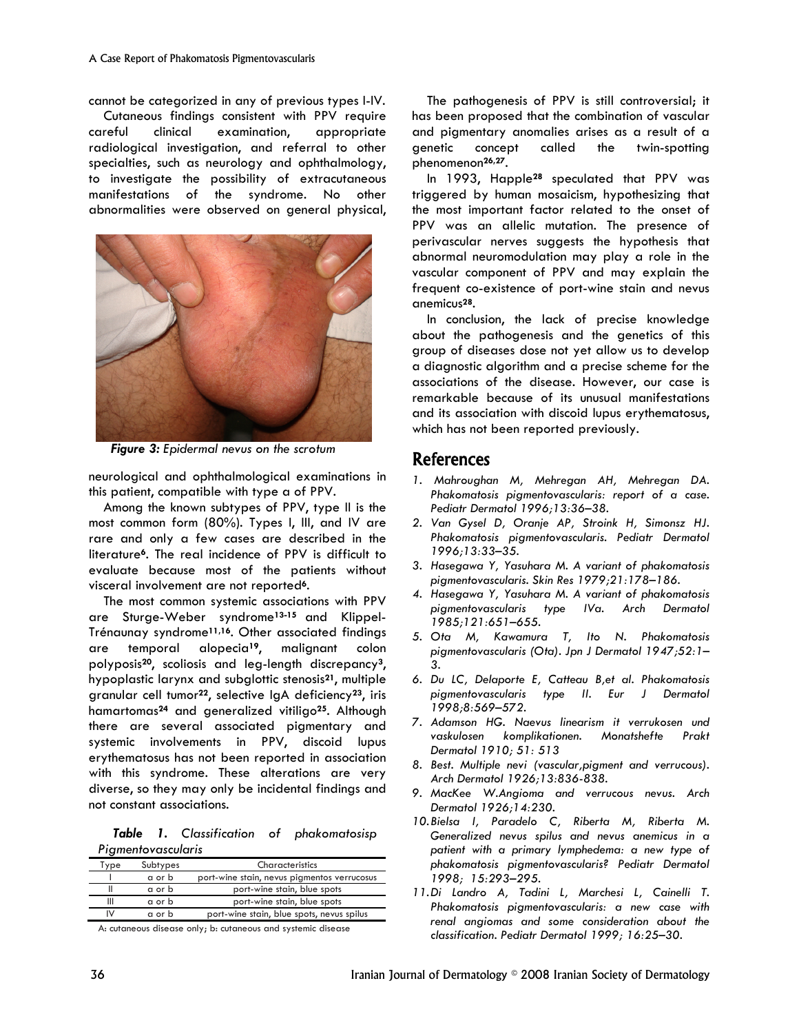cannot be categorized in any of previous types I-IV.

Cutaneous findings consistent with PPV require careful clinical examination, appropriate radiological investigation, and referral to other specialties, such as neurology and ophthalmology, to investigate the possibility of extracutaneous manifestations of the syndrome. No other abnormalities were observed on general physical, neurological and ophthalmological examinations in this patient, compatible with type a of PPV.

***Figure 3:*** *Epidermal nevus on the scrotum*

Among the known subtypes of PPV, type II is the most common form (80%). Types I, III, and IV are rare and only a few cases are described in the literature[6]. The real incidence of PPV is difficult to evaluate because most of the patients without visceral involvement are not reported[6].

The most common systemic associations with PPV are Sturge-Weber syndrome[13-15] and Klippel-Trénaunay syndrome[11,16]. Other associated findings are temporal alopecia[19], malignant colon polyposis[20], scoliosis and leg-length discrepancy[3], hypoplastic larynx and subglottic stenosis[21], multiple granular cell tumor[22], selective IgA deficiency[23], iris hamartomas[24] and generalized vitiligo[25]. Although there are several associated pigmentary and systemic involvements in PPV, discoid lupus erythematosus has not been reported in association with this syndrome. These alterations are very diverse, so they may only be incidental findings and not constant associations.

***Table 1.*** *Classification of phakomatosisp Pigmentovascularis*

| Type | Subtypes | Characteristics |
|---|---|---|
| I | a or b | port-wine stain, nevus pigmentos verrucosus |
| II | a or b | port-wine stain, blue spots |
| III | a or b | port-wine stain, blue spots |
| IV | a or b | port-wine stain, blue spots, nevus spilus |

A: cutaneous disease only; b: cutaneous and systemic disease

The pathogenesis of PPV is still controversial; it has been proposed that the combination of vascular and pigmentary anomalies arises as a result of a genetic concept called the twin-spotting phenomenon[26,27].

In 1993, Happle[28] speculated that PPV was triggered by human mosaicism, hypothesizing that the most important factor related to the onset of PPV was an allelic mutation. The presence of perivascular nerves suggests the hypothesis that abnormal neuromodulation may play a role in the vascular component of PPV and may explain the frequent co-existence of port-wine stain and nevus anemicus[28].

In conclusion, the lack of precise knowledge about the pathogenesis and the genetics of this group of diseases dose not yet allow us to develop a diagnostic algorithm and a precise scheme for the associations of the disease. However, our case is remarkable because of its unusual manifestations and its association with discoid lupus erythematosus, which has not been reported previously.

## References

1. *Mahroughan M, Mehregan AH, Mehregan DA. Phakomatosis pigmentovascularis: report of a case. Pediatr Dermatol 1996;13:36–38.*
2. *Van Gysel D, Oranje AP, Stroink H, Simonsz HJ. Phakomatosis pigmentovascularis. Pediatr Dermatol 1996;13:33–35.*
3. *Hasegawa Y, Yasuhara M. A variant of phakomatosis pigmentovascularis. Skin Res 1979;21:178–186.*
4. *Hasegawa Y, Yasuhara M. A variant of phakomatosis pigmentovascularis type IVa. Arch Dermatol 1985;121:651–655.*
5. *Ota M, Kawamura T, Ito N. Phakomatosis pigmentovascularis (Ota). Jpn J Dermatol 1947;52:1–3.*
6. *Du LC, Delaporte E, Catteau B,et al. Phakomatosis pigmentovascularis type II. Eur J Dermatol 1998;8:569–572.*
7. *Adamson HG. Naevus linearism it verrukosen und vaskulosen komplikationen. Monatshefte Prakt Dermatol 1910; 51: 513*
8. *Best. Multiple nevi (vascular,pigment and verrucous). Arch Dermatol 1926;13:836-838.*
9. *MacKee W.Angioma and verrucous nevus. Arch Dermatol 1926;14:230.*
10. *Bielsa I, Paradelo C, Riberta M, Riberta M. Generalized nevus spilus and nevus anemicus in a patient with a primary lymphedema: a new type of phakomatosis pigmentovascularis? Pediatr Dermatol 1998; 15:293–295.*
11. *Di Landro A, Tadini L, Marchesi L, Cainelli T. Phakomatosis pigmentovascularis: a new case with renal angiomas and some consideration about the classification. Pediatr Dermatol 1999; 16:25–30.*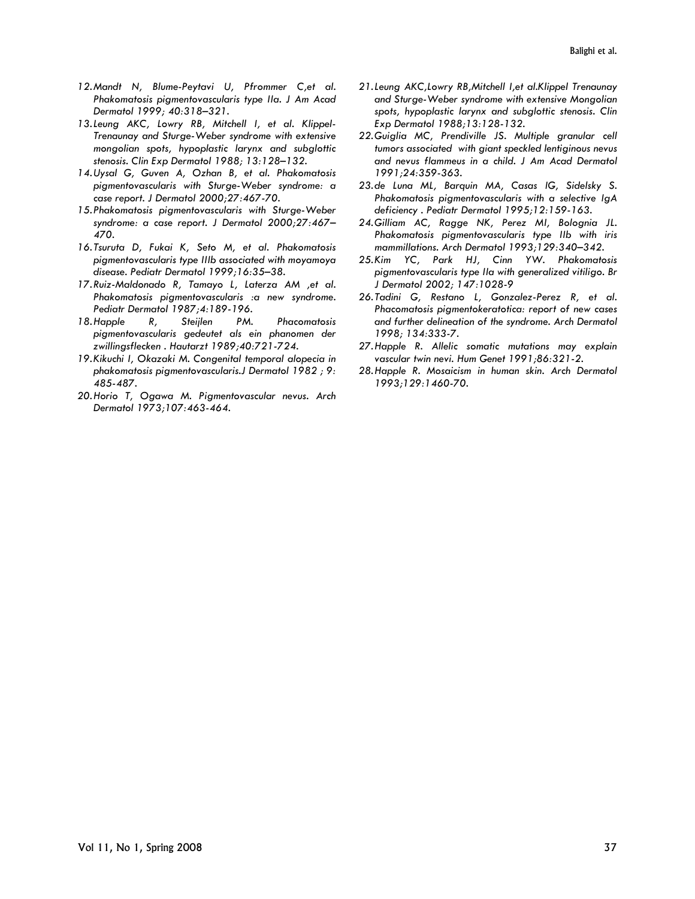12. *Mandt N, Blume-Peytavi U, Pfrommer C,et al. Phakomatosis pigmentovascularis type IIa. J Am Acad Dermatol 1999; 40:318–321.*
13. *Leung AKC, Lowry RB, Mitchell I, et al. Klippel-Trenaunay and Sturge-Weber syndrome with extensive mongolian spots, hypoplastic larynx and subglottic stenosis. Clin Exp Dermatol 1988; 13:128–132.*
14. *Uysal G, Guven A, Ozhan B, et al. Phakomatosis pigmentovascularis with Sturge-Weber syndrome: a case report. J Dermatol 2000;27:467-70.*
15. *Phakomatosis pigmentovascularis with Sturge-Weber syndrome: a case report. J Dermatol 2000;27:467–470.*
16. *Tsuruta D, Fukai K, Seto M, et al. Phakomatosis pigmentovascularis type IIIb associated with moyamoya disease. Pediatr Dermatol 1999;16:35–38.*
17. *Ruiz-Maldonado R, Tamayo L, Laterza AM ,et al. Phakomatosis pigmentovascularis :a new syndrome. Pediatr Dermatol 1987;4:189-196.*
18. *Happle R, Steijlen PM. Phacomatosis pigmentovascularis gedeutet als ein phanomen der zwillingsflecken . Hautarzt 1989;40:721-724.*
19. *Kikuchi I, Okazaki M. Congenital temporal alopecia in phakomatosis pigmentovascularis.J Dermatol 1982 ; 9: 485-487.*
20. *Horio T, Ogawa M. Pigmentovascular nevus. Arch Dermatol 1973;107:463-464.*
21. *Leung AKC,Lowry RB,Mitchell I,et al.Klippel Trenaunay and Sturge-Weber syndrome with extensive Mongolian spots, hypoplastic larynx and subglottic stenosis. Clin Exp Dermatol 1988;13:128-132.*
22. *Guiglia MC, Prendiville JS. Multiple granular cell tumors associated with giant speckled lentiginous nevus and nevus flammeus in a child. J Am Acad Dermatol 1991;24:359-363.*
23. *de Luna ML, Barquin MA, Casas IG, Sidelsky S. Phakomatosis pigmentovascularis with a selective IgA deficiency . Pediatr Dermatol 1995;12:159-163.*
24. *Gilliam AC, Ragge NK, Perez MI, Bolognia JL. Phakomatosis pigmentovascularis type IIb with iris mammillations. Arch Dermatol 1993;129:340–342.*
25. *Kim YC, Park HJ, Cinn YW. Phakomatosis pigmentovascularis type IIa with generalized vitiligo. Br J Dermatol 2002; 147:1028-9*
26. *Tadini G, Restano L, Gonzalez-Perez R, et al. Phacomatosis pigmentokeratotica: report of new cases and further delineation of the syndrome. Arch Dermatol 1998; 134:333-7.*
27. *Happle R. Allelic somatic mutations may explain vascular twin nevi. Hum Genet 1991;86:321-2.*
28. *Happle R. Mosaicism in human skin. Arch Dermatol 1993;129:1460-70.*